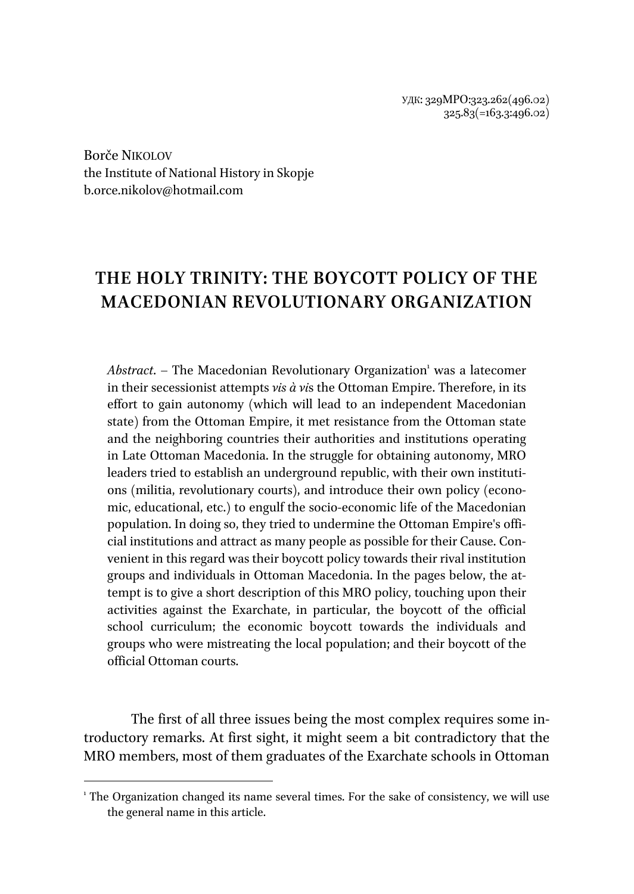УДК: 329МРО:323.262(496.02)
325.83(=163.3:496.02)

Borče NIKOLOV
the Institute of National History in Skopje
b.orce.nikolov@hotmail.com

# THE HOLY TRINITY: THE BOYCOTT POLICY OF THE MACEDONIAN REVOLUTIONARY ORGANIZATION

*Abstract*. – The Macedonian Revolutionary Organization[1] was a latecomer in their secessionist attempts *vis à vi*s the Ottoman Empire. Therefore, in its effort to gain autonomy (which will lead to an independent Macedonian state) from the Ottoman Empire, it met resistance from the Ottoman state and the neighboring countries their authorities and institutions operating in Late Ottoman Macedonia. In the struggle for obtaining autonomy, MRO leaders tried to establish an underground republic, with their own institutions (militia, revolutionary courts), and introduce their own policy (economic, educational, etc.) to engulf the socio-economic life of the Macedonian population. In doing so, they tried to undermine the Ottoman Empire's official institutions and attract as many people as possible for their Cause. Convenient in this regard was their boycott policy towards their rival institution groups and individuals in Ottoman Macedonia. In the pages below, the attempt is to give a short description of this MRO policy, touching upon their activities against the Exarchate, in particular, the boycott of the official school curriculum; the economic boycott towards the individuals and groups who were mistreating the local population; and their boycott of the official Ottoman courts.

The first of all three issues being the most complex requires some introductory remarks. At first sight, it might seem a bit contradictory that the MRO members, most of them graduates of the Exarchate schools in Ottoman

[1] The Organization changed its name several times. For the sake of consistency, we will use the general name in this article.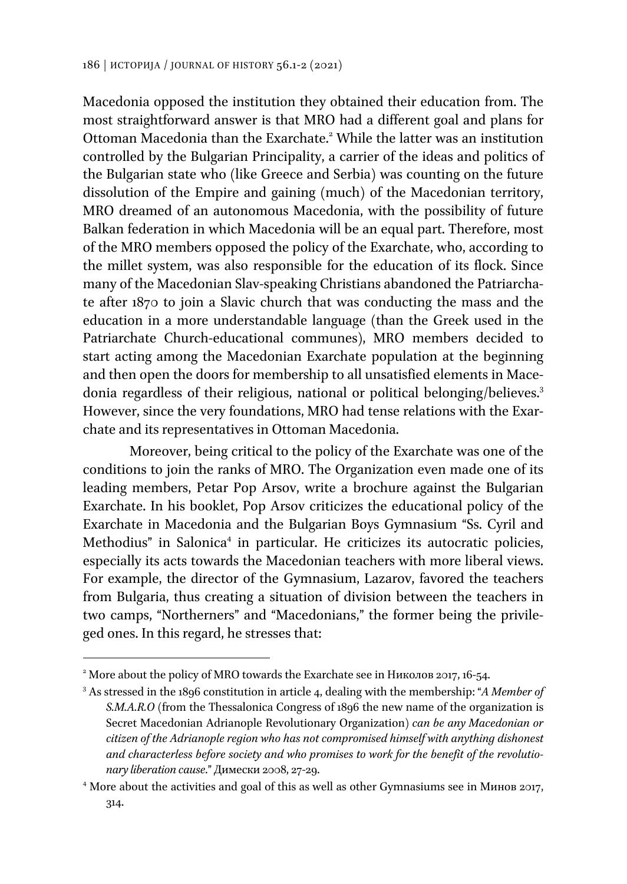Macedonia opposed the institution they obtained their education from. The most straightforward answer is that MRO had a different goal and plans for Ottoman Macedonia than the Exarchate.[2] While the latter was an institution controlled by the Bulgarian Principality, a carrier of the ideas and politics of the Bulgarian state who (like Greece and Serbia) was counting on the future dissolution of the Empire and gaining (much) of the Macedonian territory, MRO dreamed of an autonomous Macedonia, with the possibility of future Balkan federation in which Macedonia will be an equal part. Therefore, most of the MRO members opposed the policy of the Exarchate, who, according to the millet system, was also responsible for the education of its flock. Since many of the Macedonian Slav-speaking Christians abandoned the Patriarchate after 1870 to join a Slavic church that was conducting the mass and the education in a more understandable language (than the Greek used in the Patriarchate Church-educational communes), MRO members decided to start acting among the Macedonian Exarchate population at the beginning and then open the doors for membership to all unsatisfied elements in Macedonia regardless of their religious, national or political belonging/believes.[3] However, since the very foundations, MRO had tense relations with the Exarchate and its representatives in Ottoman Macedonia.

Moreover, being critical to the policy of the Exarchate was one of the conditions to join the ranks of MRO. The Organization even made one of its leading members, Petar Pop Arsov, write a brochure against the Bulgarian Exarchate. In his booklet, Pop Arsov criticizes the educational policy of the Exarchate in Macedonia and the Bulgarian Boys Gymnasium "Ss. Cyril and Methodius" in Salonica[4] in particular. He criticizes its autocratic policies, especially its acts towards the Macedonian teachers with more liberal views. For example, the director of the Gymnasium, Lazarov, favored the teachers from Bulgaria, thus creating a situation of division between the teachers in two camps, "Northerners" and "Macedonians," the former being the privileged ones. In this regard, he stresses that:

---

[2] More about the policy of MRO towards the Exarchate see in Николов 2017, 16-54.

[3] As stressed in the 1896 constitution in article 4, dealing with the membership: "*A Member of S.M.A.R.O* (from the Thessalonica Congress of 1896 the new name of the organization is Secret Macedonian Adrianople Revolutionary Organization) *can be any Macedonian or citizen of the Adrianople region who has not compromised himself with anything dishonest and characterless before society and who promises to work for the benefit of the revolutionary liberation cause*." Димески 2008, 27-29.

[4] More about the activities and goal of this as well as other Gymnasiums see in Минов 2017, 314.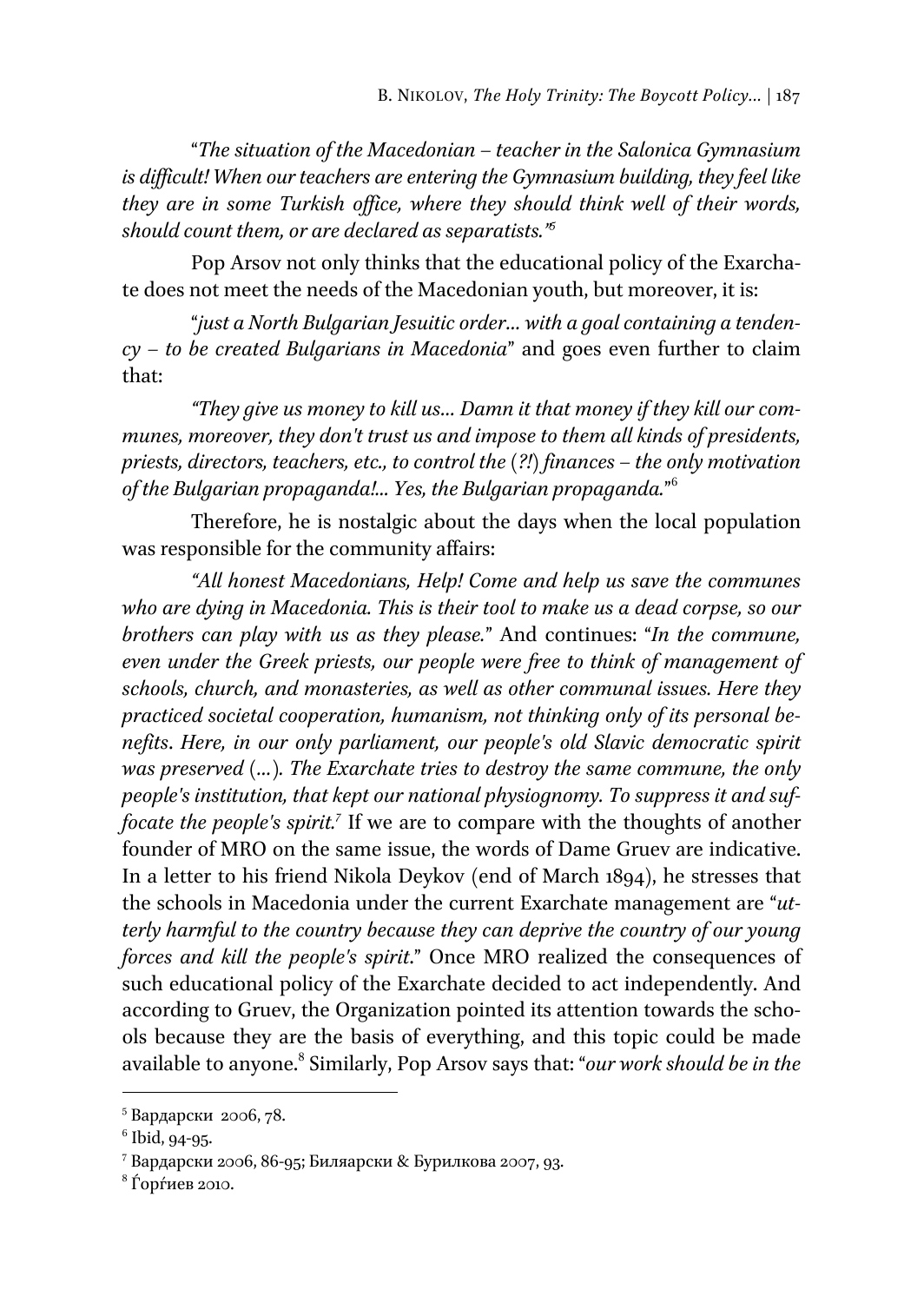"*The situation of the Macedonian – teacher in the Salonica Gymnasium is difficult! When our teachers are entering the Gymnasium building, they feel like they are in some Turkish office, where they should think well of their words, should count them, or are declared as separatists.*"[5]

Pop Arsov not only thinks that the educational policy of the Exarchate does not meet the needs of the Macedonian youth, but moreover, it is:

"*just a North Bulgarian Jesuitic order... with a goal containing a tendency – to be created Bulgarians in Macedonia*" and goes even further to claim that:

*"They give us money to kill us... Damn it that money if they kill our communes, moreover, they don't trust us and impose to them all kinds of presidents, priests, directors, teachers, etc., to control the (?!) finances – the only motivation of the Bulgarian propaganda!... Yes, the Bulgarian propaganda.*"[6]

Therefore, he is nostalgic about the days when the local population was responsible for the community affairs:

*"All honest Macedonians, Help! Come and help us save the communes who are dying in Macedonia. This is their tool to make us a dead corpse, so our brothers can play with us as they please.*" And continues: "*In the commune, even under the Greek priests, our people were free to think of management of schools, church, and monasteries, as well as other communal issues. Here they practiced societal cooperation, humanism, not thinking only of its personal benefits. Here, in our only parliament, our people's old Slavic democratic spirit was preserved (...). The Exarchate tries to destroy the same commune, the only people's institution, that kept our national physiognomy. To suppress it and suffocate the people's spirit.*[7] If we are to compare with the thoughts of another founder of MRO on the same issue, the words of Dame Gruev are indicative. In a letter to his friend Nikola Deykov (end of March 1894), he stresses that the schools in Macedonia under the current Exarchate management are "*utterly harmful to the country because they can deprive the country of our young forces and kill the people's spirit.*" Once MRO realized the consequences of such educational policy of the Exarchate decided to act independently. And according to Gruev, the Organization pointed its attention towards the schools because they are the basis of everything, and this topic could be made available to anyone.[8] Similarly, Pop Arsov says that: "*our work should be in the*

[5] Вардарски 2006, 78.

[6] Ibid, 94-95.

[7] Вардарски 2006, 86-95; Билярски & Бурилкова 2007, 93.

[8] Ѓорѓиев 2010.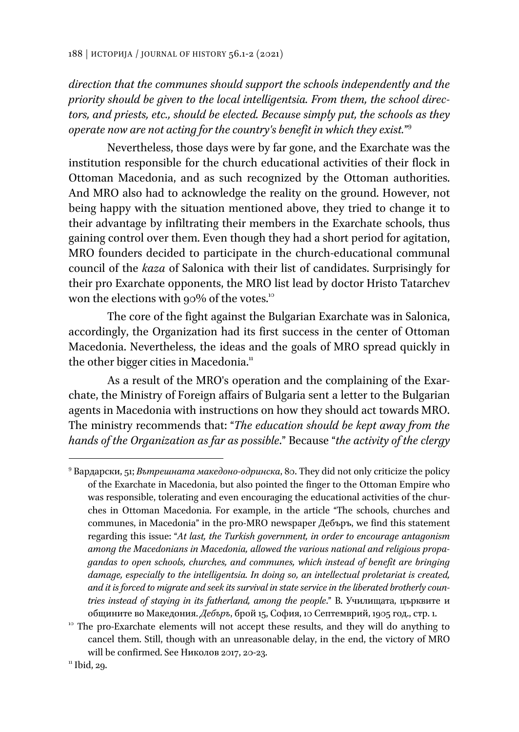*direction that the communes should support the schools independently and the priority should be given to the local intelligentsia. From them, the school directors, and priests, etc., should be elected. Because simply put, the schools as they operate now are not acting for the country's benefit in which they exist.*"[9]

Nevertheless, those days were by far gone, and the Exarchate was the institution responsible for the church educational activities of their flock in Ottoman Macedonia, and as such recognized by the Ottoman authorities. And MRO also had to acknowledge the reality on the ground. However, not being happy with the situation mentioned above, they tried to change it to their advantage by infiltrating their members in the Exarchate schools, thus gaining control over them. Even though they had a short period for agitation, MRO founders decided to participate in the church-educational communal council of the *kaza* of Salonica with their list of candidates. Surprisingly for their pro Exarchate opponents, the MRO list lead by doctor Hristo Tatarchev won the elections with 90% of the votes.[10]

The core of the fight against the Bulgarian Exarchate was in Salonica, accordingly, the Organization had its first success in the center of Ottoman Macedonia. Nevertheless, the ideas and the goals of MRO spread quickly in the other bigger cities in Macedonia.[11]

As a result of the MRO's operation and the complaining of the Exarchate, the Ministry of Foreign affairs of Bulgaria sent a letter to the Bulgarian agents in Macedonia with instructions on how they should act towards MRO. The ministry recommends that: "*The education should be kept away from the hands of the Organization as far as possible.*" Because "*the activity of the clergy*

---

[9] Вардарски, 51; *Вътрешната македоно-одринска*, 80. They did not only criticize the policy of the Exarchate in Macedonia, but also pointed the finger to the Ottoman Empire who was responsible, tolerating and even encouraging the educational activities of the churches in Ottoman Macedonia. For example, in the article "The schools, churches and communes, in Macedonia" in the pro-MRO newspaper Дебъръ, we find this statement regarding this issue: "*At last, the Turkish government, in order to encourage antagonism among the Macedonians in Macedonia, allowed the various national and religious propagandas to open schools, churches, and communes, which instead of benefit are bringing damage, especially to the intelligentsia. In doing so, an intellectual proletariat is created, and it is forced to migrate and seek its survival in state service in the liberated brotherly countries instead of staying in its fatherland, among the people.*" В. Училищата, цьрквите и општините во Македония. *Дебъръ*, брой 15, София, 10 Септемврий, 1905 год., стр. 1.

[10] The pro-Exarchate elements will not accept these results, and they will do anything to cancel them. Still, though with an unreasonable delay, in the end, the victory of MRO will be confirmed. See Николов 2017, 20-23.

[11] Ibid, 29.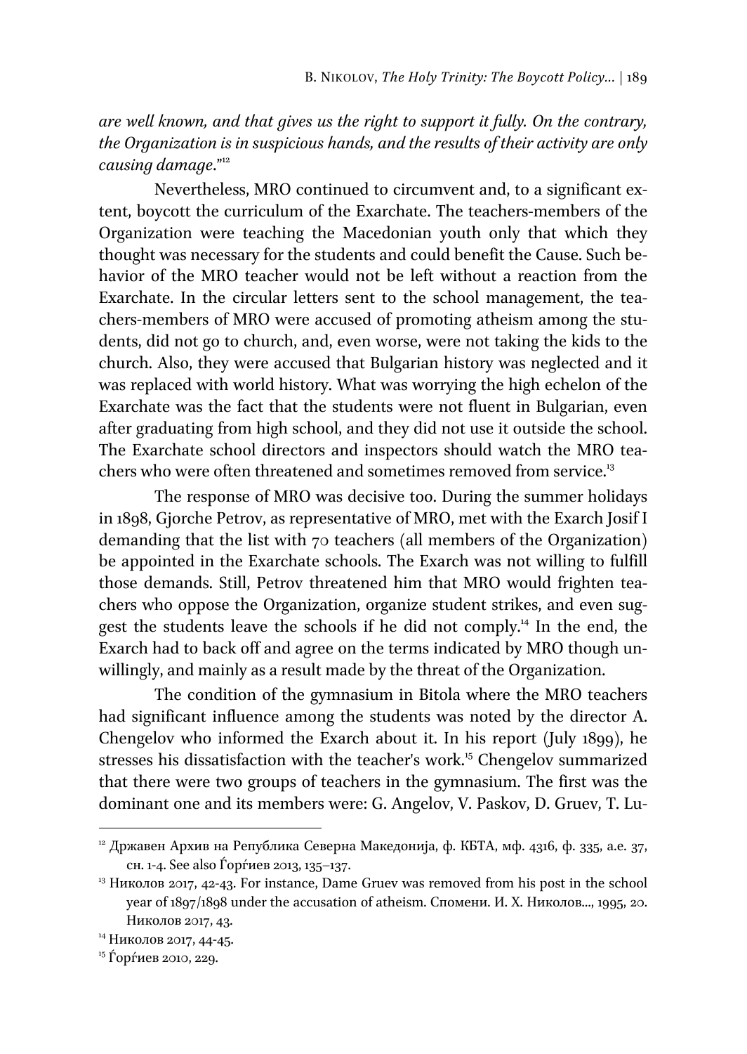*are well known, and that gives us the right to support it fully. On the contrary, the Organization is in suspicious hands, and the results of their activity are only causing damage*."[12]

Nevertheless, MRO continued to circumvent and, to a significant extent, boycott the curriculum of the Exarchate. The teachers-members of the Organization were teaching the Macedonian youth only that which they thought was necessary for the students and could benefit the Cause. Such behavior of the MRO teacher would not be left without a reaction from the Exarchate. In the circular letters sent to the school management, the teachers-members of MRO were accused of promoting atheism among the students, did not go to church, and, even worse, were not taking the kids to the church. Also, they were accused that Bulgarian history was neglected and it was replaced with world history. What was worrying the high echelon of the Exarchate was the fact that the students were not fluent in Bulgarian, even after graduating from high school, and they did not use it outside the school. The Exarchate school directors and inspectors should watch the MRO teachers who were often threatened and sometimes removed from service.[13]

The response of MRO was decisive too. During the summer holidays in 1898, Gjorche Petrov, as representative of MRO, met with the Exarch Josif I demanding that the list with 70 teachers (all members of the Organization) be appointed in the Exarchate schools. The Exarch was not willing to fulfill those demands. Still, Petrov threatened him that MRO would frighten teachers who oppose the Organization, organize student strikes, and even suggest the students leave the schools if he did not comply.[14] In the end, the Exarch had to back off and agree on the terms indicated by MRO though unwillingly, and mainly as a result made by the threat of the Organization.

The condition of the gymnasium in Bitola where the MRO teachers had significant influence among the students was noted by the director A. Chengelov who informed the Exarch about it. In his report (July 1899), he stresses his dissatisfaction with the teacher's work.[15] Chengelov summarized that there were two groups of teachers in the gymnasium. The first was the dominant one and its members were: G. Angelov, V. Paskov, D. Gruev, T. Lu-

---

[12] Државен Архив на Република Северна Македонија, ф. КБТА, мф. 4316, ф. 335, а.е. 37, сн. 1-4. See also Ѓорѓиев 2013, 135–137.

[13] Николов 2017, 42-43. For instance, Dame Gruev was removed from his post in the school year of 1897/1898 under the accusation of atheism. Спомени. И. Х. Николов..., 1995, 20. Николов 2017, 43.

[14] Николов 2017, 44-45.

[15] Ѓорѓиев 2010, 229.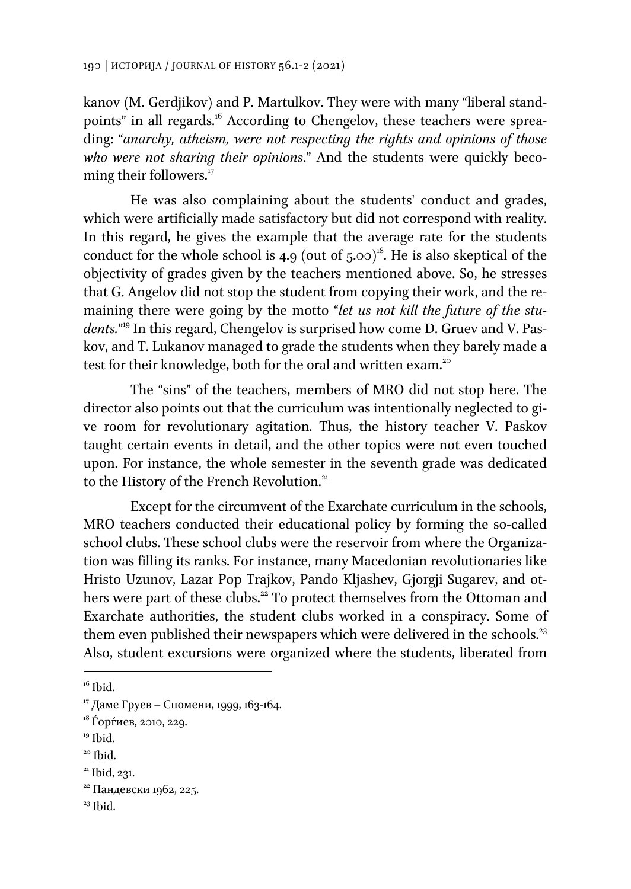kanov (M. Gerdjikov) and P. Martulkov. They were with many "liberal standpoints" in all regards.[16] According to Chengelov, these teachers were spreading: "*anarchy, atheism, were not respecting the rights and opinions of those who were not sharing their opinions*." And the students were quickly becoming their followers.[17]

He was also complaining about the students' conduct and grades, which were artificially made satisfactory but did not correspond with reality. In this regard, he gives the example that the average rate for the students conduct for the whole school is 4.9 (out of 5.00)[18]. He is also skeptical of the objectivity of grades given by the teachers mentioned above. So, he stresses that G. Angelov did not stop the student from copying their work, and the remaining there were going by the motto "*let us not kill the future of the students.*"[19] In this regard, Chengelov is surprised how come D. Gruev and V. Paskov, and T. Lukanov managed to grade the students when they barely made a test for their knowledge, both for the oral and written exam.[20]

The "sins" of the teachers, members of MRO did not stop here. The director also points out that the curriculum was intentionally neglected to give room for revolutionary agitation. Thus, the history teacher V. Paskov taught certain events in detail, and the other topics were not even touched upon. For instance, the whole semester in the seventh grade was dedicated to the History of the French Revolution.[21]

Except for the circumvent of the Exarchate curriculum in the schools, MRO teachers conducted their educational policy by forming the so-called school clubs. These school clubs were the reservoir from where the Organization was filling its ranks. For instance, many Macedonian revolutionaries like Hristo Uzunov, Lazar Pop Trajkov, Pando Kljashev, Gjorgji Sugarev, and others were part of these clubs.[22] To protect themselves from the Ottoman and Exarchate authorities, the student clubs worked in a conspiracy. Some of them even published their newspapers which were delivered in the schools.[23] Also, student excursions were organized where the students, liberated from

---

[16] Ibid.

[17] Даме Груев – Спомени, 1999, 163-164.

[18] Ѓорѓиев, 2010, 229.

[19] Ibid.

[20] Ibid.

[21] Ibid, 231.

[22] Пандевски 1962, 225.

[23] Ibid.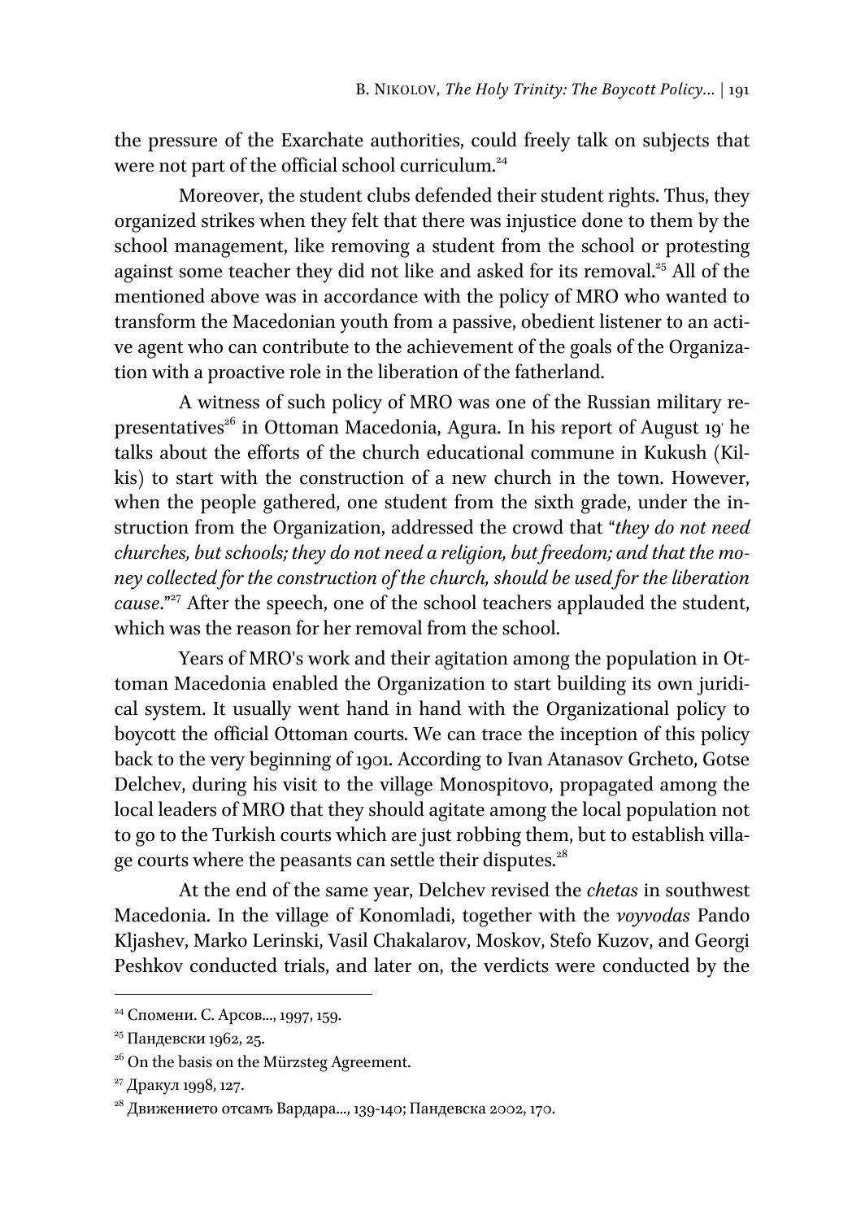the pressure of the Exarchate authorities, could freely talk on subjects that were not part of the official school curriculum.[24]

Moreover, the student clubs defended their student rights. Thus, they organized strikes when they felt that there was injustice done to them by the school management, like removing a student from the school or protesting against some teacher they did not like and asked for its removal.[25] All of the mentioned above was in accordance with the policy of MRO who wanted to transform the Macedonian youth from a passive, obedient listener to an active agent who can contribute to the achievement of the goals of the Organization with a proactive role in the liberation of the fatherland.

A witness of such policy of MRO was one of the Russian military representatives[26] in Ottoman Macedonia, Agura. In his report of August 19' he talks about the efforts of the church educational commune in Kukush (Kilkis) to start with the construction of a new church in the town. However, when the people gathered, one student from the sixth grade, under the instruction from the Organization, addressed the crowd that "*they do not need churches, but schools; they do not need a religion, but freedom; and that the money collected for the construction of the church, should be used for the liberation cause*."[27] After the speech, one of the school teachers applauded the student, which was the reason for her removal from the school.

Years of MRO's work and their agitation among the population in Ottoman Macedonia enabled the Organization to start building its own juridical system. It usually went hand in hand with the Organizational policy to boycott the official Ottoman courts. We can trace the inception of this policy back to the very beginning of 1901. According to Ivan Atanasov Grcheto, Gotse Delchev, during his visit to the village Monospitovo, propagated among the local leaders of MRO that they should agitate among the local population not to go to the Turkish courts which are just robbing them, but to establish village courts where the peasants can settle their disputes.[28]

At the end of the same year, Delchev revised the *chetas* in southwest Macedonia. In the village of Konomladi, together with the *voyvodas* Pando Kljashev, Marko Lerinski, Vasil Chakalarov, Moskov, Stefo Kuzov, and Georgi Peshkov conducted trials, and later on, the verdicts were conducted by the

---

[24] Спомени. С. Арсов..., 1997, 159.

[25] Пандевски 1962, 25.

[26] On the basis on the Mürzsteg Agreement.

[27] Дракул 1998, 127.

[28] Движението отсамъ Вардара..., 139-140; Пандевска 2002, 170.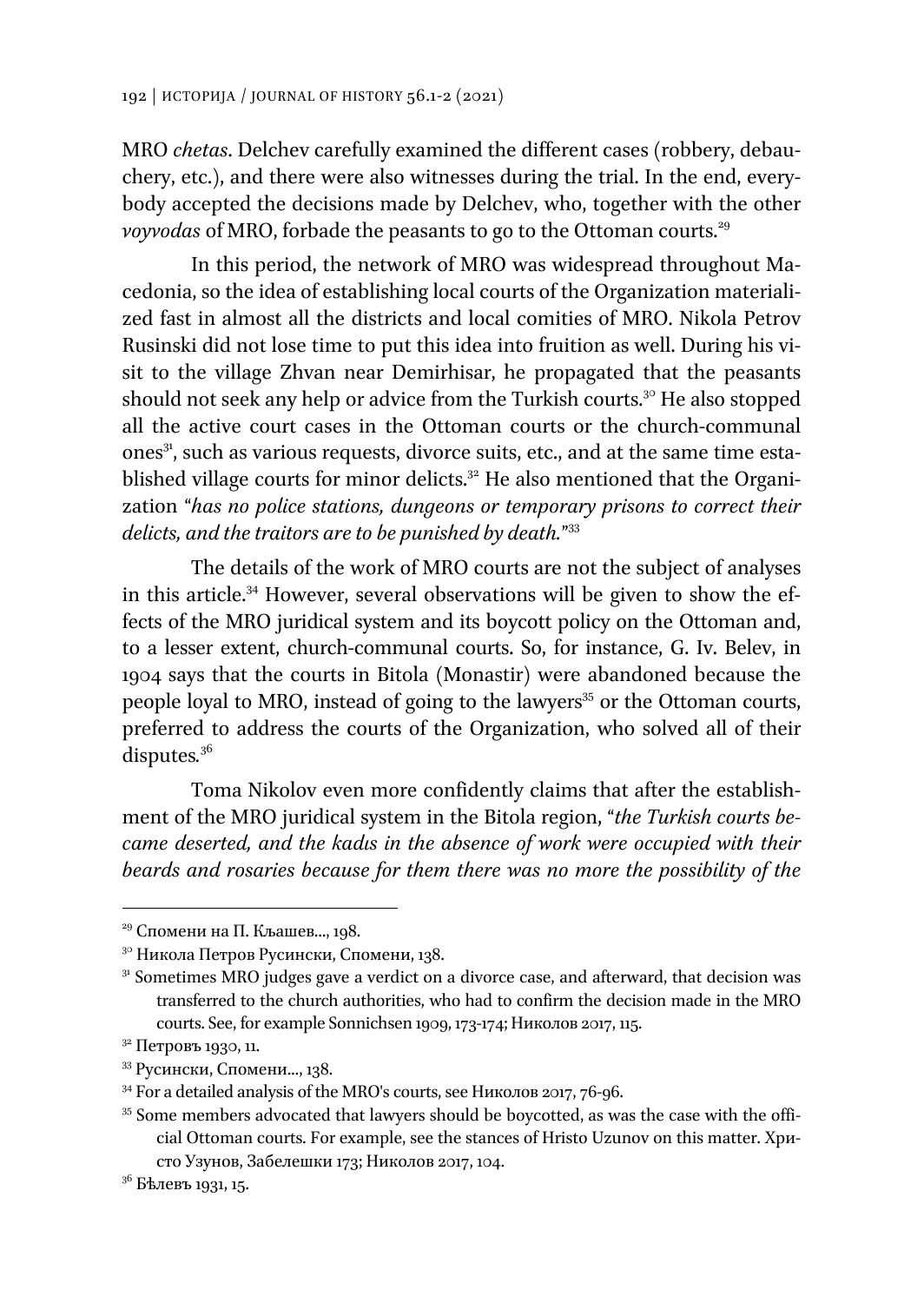MRO *chetas*. Delchev carefully examined the different cases (robbery, debauchery, etc.), and there were also witnesses during the trial. In the end, everybody accepted the decisions made by Delchev, who, together with the other *voyvodas* of MRO, forbade the peasants to go to the Ottoman courts.[29]

In this period, the network of MRO was widespread throughout Macedonia, so the idea of establishing local courts of the Organization materialized fast in almost all the districts and local comities of MRO. Nikola Petrov Rusinski did not lose time to put this idea into fruition as well. During his visit to the village Zhvan near Demirhisar, he propagated that the peasants should not seek any help or advice from the Turkish courts.[30] He also stopped all the active court cases in the Ottoman courts or the church-communal ones[31], such as various requests, divorce suits, etc., and at the same time established village courts for minor delicts.[32] He also mentioned that the Organization "*has no police stations, dungeons or temporary prisons to correct their delicts, and the traitors are to be punished by death.*"[33]

The details of the work of MRO courts are not the subject of analyses in this article.[34] However, several observations will be given to show the effects of the MRO juridical system and its boycott policy on the Ottoman and, to a lesser extent, church-communal courts. So, for instance, G. Iv. Belev, in 1904 says that the courts in Bitola (Monastir) were abandoned because the people loyal to MRO, instead of going to the lawyers[35] or the Ottoman courts, preferred to address the courts of the Organization, who solved all of their disputes.[36]

Toma Nikolov even more confidently claims that after the establishment of the MRO juridical system in the Bitola region, "*the Turkish courts became deserted, and the kadıs in the absence of work were occupied with their beards and rosaries because for them there was no more the possibility of the*

---

[29] Спомени на П. Кљашев..., 198.

[30] Никола Петров Русински, Спомени, 138.

[31] Sometimes MRO judges gave a verdict on a divorce case, and afterward, that decision was transferred to the church authorities, who had to confirm the decision made in the MRO courts. See, for example Sonnichsen 1909, 173-174; Николов 2017, 115.

[32] Петровъ 1930, 11.

[33] Русински, Спомени..., 138.

[34] For a detailed analysis of the MRO's courts, see Николов 2017, 76-96.

[35] Some members advocated that lawyers should be boycotted, as was the case with the official Ottoman courts. For example, see the stances of Hristo Uzunov on this matter. Христо Узунов, Забелешки 173; Николов 2017, 104.

[36] Бѣлевъ 1931, 15.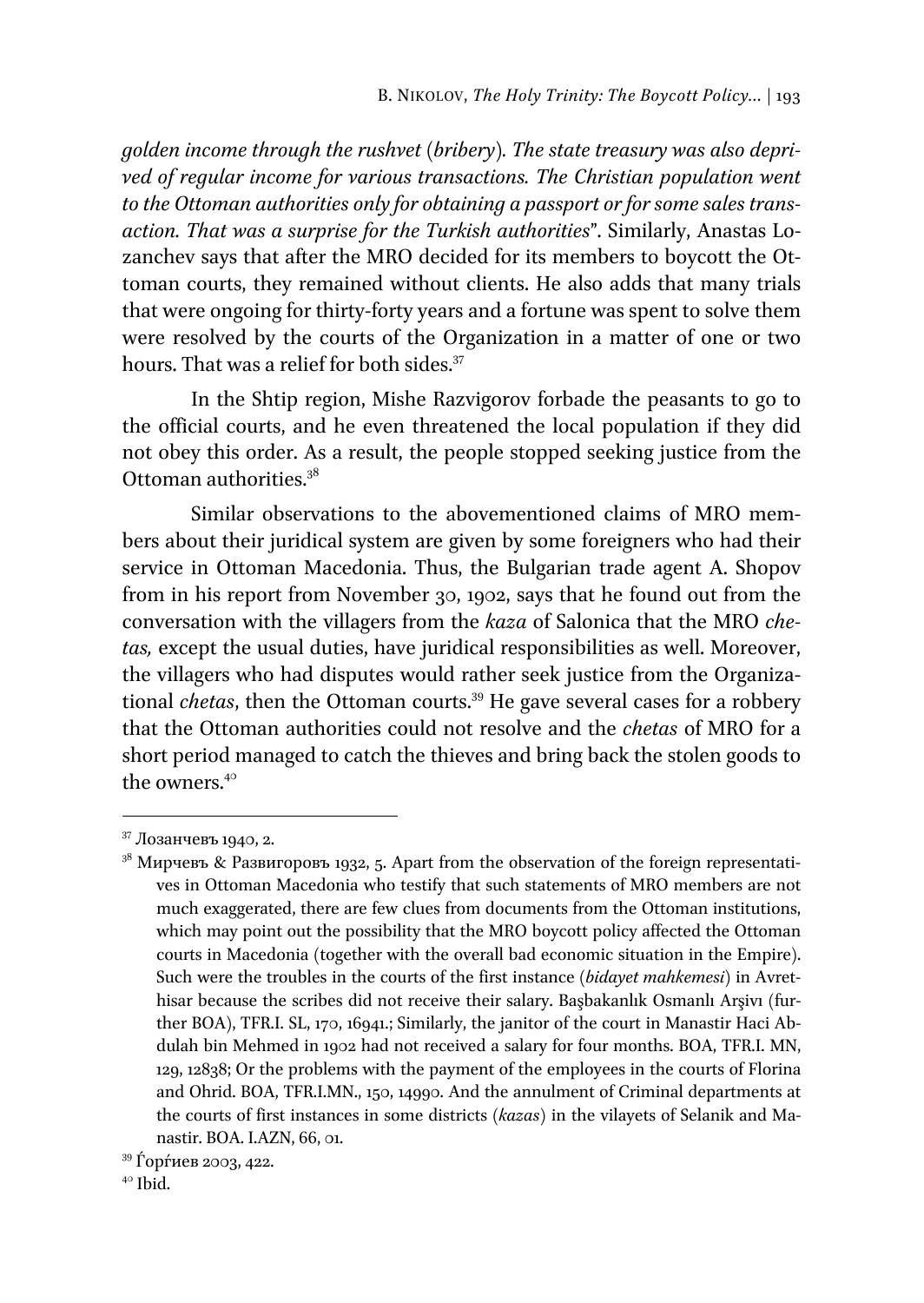*golden income through the rushvet* (*bribery*). *The state treasury was also deprived of regular income for various transactions. The Christian population went to the Ottoman authorities only for obtaining a passport or for some sales transaction. That was a surprise for the Turkish authorities*". Similarly, Anastas Lozanchev says that after the MRO decided for its members to boycott the Ottoman courts, they remained without clients. He also adds that many trials that were ongoing for thirty-forty years and a fortune was spent to solve them were resolved by the courts of the Organization in a matter of one or two hours. That was a relief for both sides.[37]

In the Shtip region, Mishe Razvigorov forbade the peasants to go to the official courts, and he even threatened the local population if they did not obey this order. As a result, the people stopped seeking justice from the Ottoman authorities.[38]

Similar observations to the abovementioned claims of MRO members about their juridical system are given by some foreigners who had their service in Ottoman Macedonia. Thus, the Bulgarian trade agent A. Shopov from in his report from November 30, 1902, says that he found out from the conversation with the villagers from the *kaza* of Salonica that the MRO *chetas,* except the usual duties, have juridical responsibilities as well. Moreover, the villagers who had disputes would rather seek justice from the Organizational *chetas*, then the Ottoman courts.[39] He gave several cases for a robbery that the Ottoman authorities could not resolve and the *chetas* of MRO for a short period managed to catch the thieves and bring back the stolen goods to the owners.[40]

---

[37] Лозанчевъ 1940, 2.

[38] Мирчевъ & Развигоровъ 1932, 5. Apart from the observation of the foreign representatives in Ottoman Macedonia who testify that such statements of MRO members are not much exaggerated, there are few clues from documents from the Ottoman institutions, which may point out the possibility that the MRO boycott policy affected the Ottoman courts in Macedonia (together with the overall bad economic situation in the Empire). Such were the troubles in the courts of the first instance (*bidayet mahkemesi*) in Avrethisar because the scribes did not receive their salary. Başbakanlık Osmanlı Arşivı (further BOA), TFR.I. SL, 170, 16941.; Similarly, the janitor of the court in Manastir Haci Abdulah bin Mehmed in 1902 had not received a salary for four months. BOA, TFR.I. MN, 129, 12838; Or the problems with the payment of the employees in the courts of Florina and Ohrid. BOA, TFR.I.MN., 150, 14990. And the annulment of Criminal departments at the courts of first instances in some districts (*kazas*) in the vilayets of Selanik and Manastir. BOA. I.AZN, 66, 01.

[39] Ѓорѓиев 2003, 422.

[40] Ibid.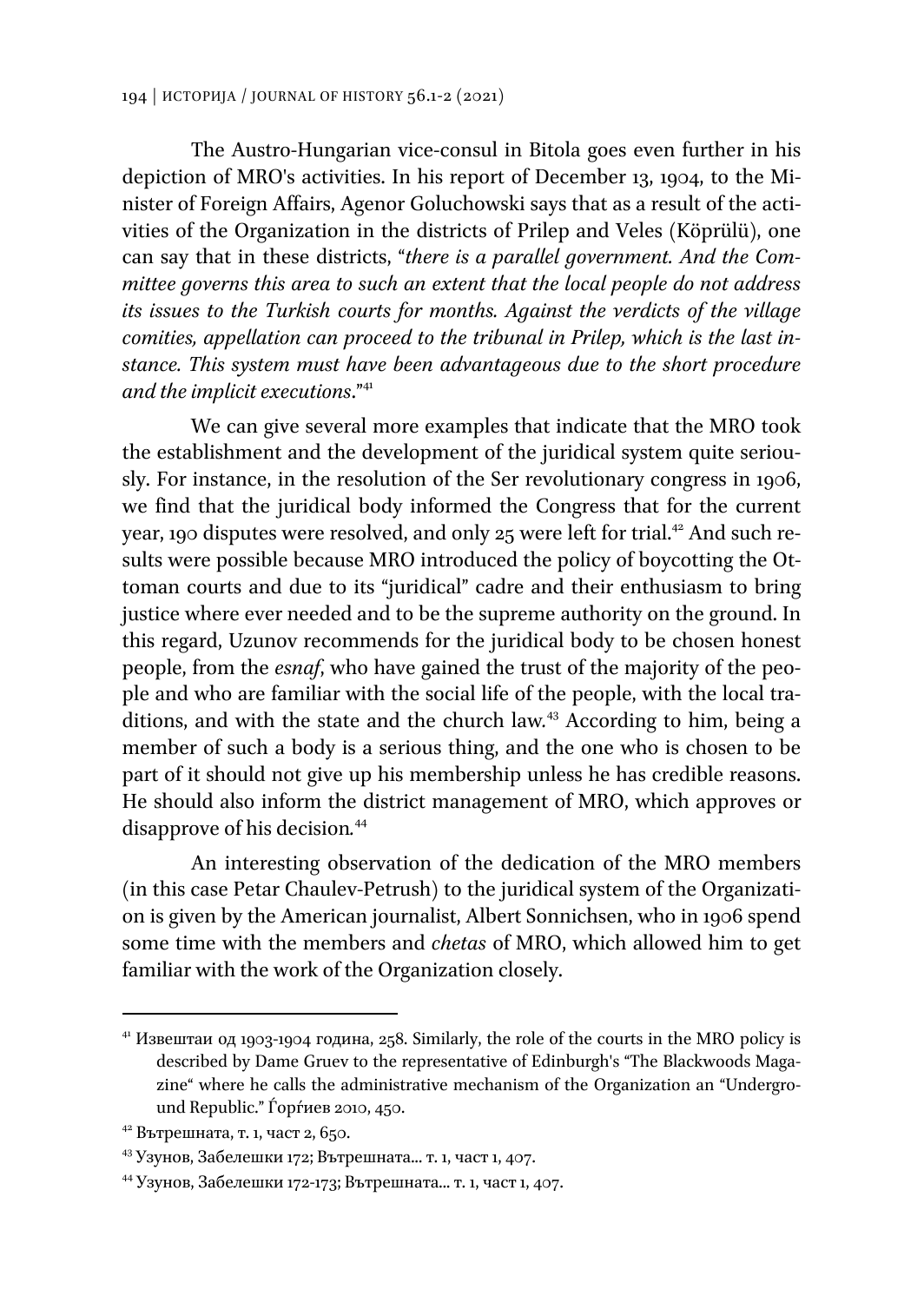The Austro-Hungarian vice-consul in Bitola goes even further in his depiction of MRO's activities. In his report of December 13, 1904, to the Minister of Foreign Affairs, Agenor Goluchowski says that as a result of the activities of the Organization in the districts of Prilep and Veles (Köprülü), one can say that in these districts, "*there is a parallel government. And the Committee governs this area to such an extent that the local people do not address its issues to the Turkish courts for months. Against the verdicts of the village comities, appellation can proceed to the tribunal in Prilep, which is the last instance. This system must have been advantageous due to the short procedure and the implicit executions*."[41]

We can give several more examples that indicate that the MRO took the establishment and the development of the juridical system quite seriously. For instance, in the resolution of the Ser revolutionary congress in 1906, we find that the juridical body informed the Congress that for the current year, 190 disputes were resolved, and only 25 were left for trial.[42] And such results were possible because MRO introduced the policy of boycotting the Ottoman courts and due to its "juridical" cadre and their enthusiasm to bring justice where ever needed and to be the supreme authority on the ground. In this regard, Uzunov recommends for the juridical body to be chosen honest people, from the *esnaf*, who have gained the trust of the majority of the people and who are familiar with the social life of the people, with the local traditions, and with the state and the church law.[43] According to him, being a member of such a body is a serious thing, and the one who is chosen to be part of it should not give up his membership unless he has credible reasons. He should also inform the district management of MRO, which approves or disapprove of his decision.[44]

An interesting observation of the dedication of the MRO members (in this case Petar Chaulev-Petrush) to the juridical system of the Organization is given by the American journalist, Albert Sonnichsen, who in 1906 spend some time with the members and *chetas* of MRO, which allowed him to get familiar with the work of the Organization closely.

---

[41] Извештаи од 1903-1904 година, 258. Similarly, the role of the courts in the MRO policy is described by Dame Gruev to the representative of Edinburgh's "The Blackwoods Magazine" where he calls the administrative mechanism of the Organization an "Underground Republic." Ѓорѓиев 2010, 450.

[42] Вътрешната, т. 1, част 2, 650.

[43] Узунов, Забелешки 172; Вътрешната... т. 1, част 1, 407.

[44] Узунов, Забелешки 172-173; Вътрешната... т. 1, част 1, 407.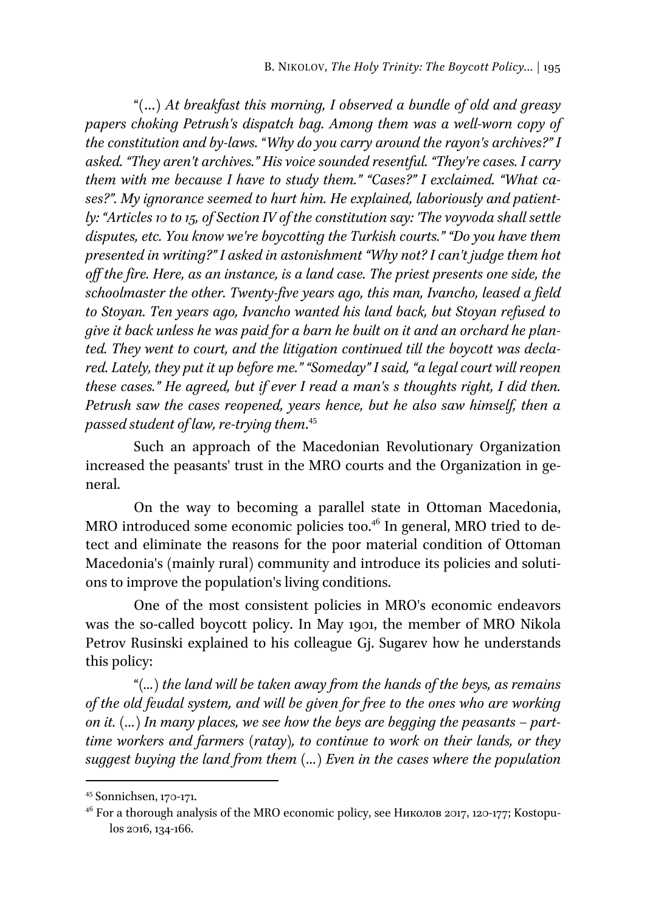"(...) *At breakfast this morning, I observed a bundle of old and greasy papers choking Petrush's dispatch bag. Among them was a well-worn copy of the constitution and by-laws. "Why do you carry around the rayon's archives?" I asked. "They aren't archives." His voice sounded resentful. "They're cases. I carry them with me because I have to study them." "Cases?" I exclaimed. "What cases?". My ignorance seemed to hurt him. He explained, laboriously and patiently: "Articles 10 to 15, of Section IV of the constitution say: 'The voyvoda shall settle disputes, etc. You know we're boycotting the Turkish courts." "Do you have them presented in writing?" I asked in astonishment "Why not? I can't judge them hot off the fire. Here, as an instance, is a land case. The priest presents one side, the schoolmaster the other. Twenty-five years ago, this man, Ivancho, leased a field to Stoyan. Ten years ago, Ivancho wanted his land back, but Stoyan refused to give it back unless he was paid for a barn he built on it and an orchard he planted. They went to court, and the litigation continued till the boycott was declared. Lately, they put it up before me." "Someday" I said, "a legal court will reopen these cases." He agreed, but if ever I read a man's s thoughts right, I did then. Petrush saw the cases reopened, years hence, but he also saw himself, then a passed student of law, re-trying them.*[45]

Such an approach of the Macedonian Revolutionary Organization increased the peasants' trust in the MRO courts and the Organization in general.

On the way to becoming a parallel state in Ottoman Macedonia, MRO introduced some economic policies too.[46] In general, MRO tried to detect and eliminate the reasons for the poor material condition of Ottoman Macedonia's (mainly rural) community and introduce its policies and solutions to improve the population's living conditions.

One of the most consistent policies in MRO's economic endeavors was the so-called boycott policy. In May 1901, the member of MRO Nikola Petrov Rusinski explained to his colleague Gj. Sugarev how he understands this policy:

"(...) *the land will be taken away from the hands of the beys, as remains of the old feudal system, and will be given for free to the ones who are working on it.* (...) *In many places, we see how the beys are begging the peasants – part-time workers and farmers* (*ratay*), *to continue to work on their lands, or they suggest buying the land from them* (...) *Even in the cases where the population*

---

[45] Sonnichsen, 170-171.

[46] For a thorough analysis of the MRO economic policy, see Николов 2017, 120-177; Kostopulos 2016, 134-166.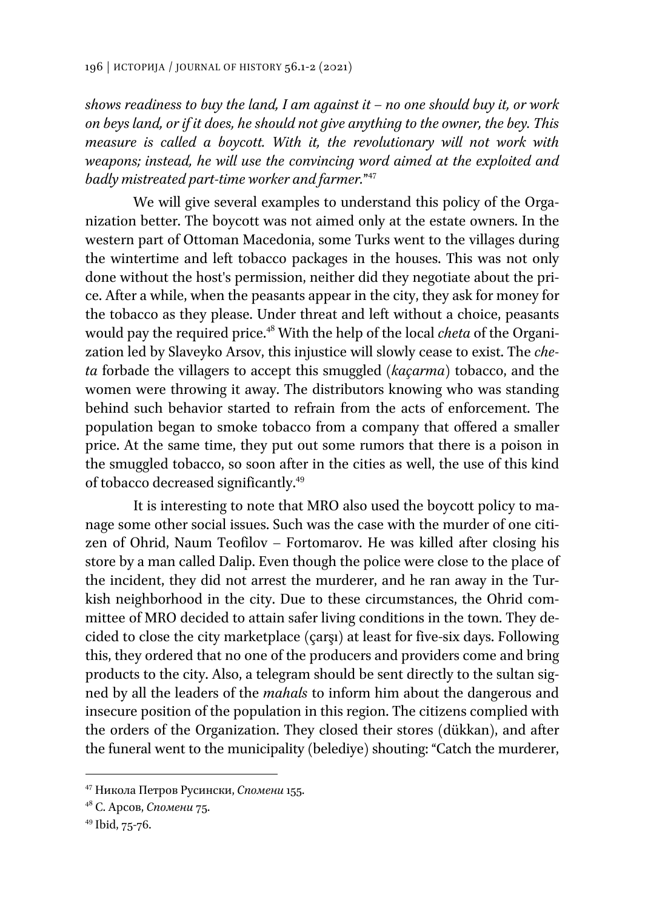*shows readiness to buy the land, I am against it – no one should buy it, or work on beys land, or if it does, he should not give anything to the owner, the bey. This measure is called a boycott. With it, the revolutionary will not work with weapons; instead, he will use the convincing word aimed at the exploited and badly mistreated part-time worker and farmer.*"[47]

We will give several examples to understand this policy of the Organization better. The boycott was not aimed only at the estate owners. In the western part of Ottoman Macedonia, some Turks went to the villages during the wintertime and left tobacco packages in the houses. This was not only done without the host's permission, neither did they negotiate about the price. After a while, when the peasants appear in the city, they ask for money for the tobacco as they please. Under threat and left without a choice, peasants would pay the required price.[48] With the help of the local *cheta* of the Organization led by Slaveyko Arsov, this injustice will slowly cease to exist. The *cheta* forbade the villagers to accept this smuggled (*kaçarma*) tobacco, and the women were throwing it away. The distributors knowing who was standing behind such behavior started to refrain from the acts of enforcement. The population began to smoke tobacco from a company that offered a smaller price. At the same time, they put out some rumors that there is a poison in the smuggled tobacco, so soon after in the cities as well, the use of this kind of tobacco decreased significantly.[49]

It is interesting to note that MRO also used the boycott policy to manage some other social issues. Such was the case with the murder of one citizen of Ohrid, Naum Teofilov – Fortomarov. He was killed after closing his store by a man called Dalip. Even though the police were close to the place of the incident, they did not arrest the murderer, and he ran away in the Turkish neighborhood in the city. Due to these circumstances, the Ohrid committee of MRO decided to attain safer living conditions in the town. They decided to close the city marketplace (çarşı) at least for five-six days. Following this, they ordered that no one of the producers and providers come and bring products to the city. Also, a telegram should be sent directly to the sultan signed by all the leaders of the *mahals* to inform him about the dangerous and insecure position of the population in this region. The citizens complied with the orders of the Organization. They closed their stores (dükkan), and after the funeral went to the municipality (belediye) shouting: "Catch the murderer,

---

[47] Никола Петров Русински, *Спомени* 155.

[48] С. Арсов, *Спомени* 75.

[49] Ibid, 75-76.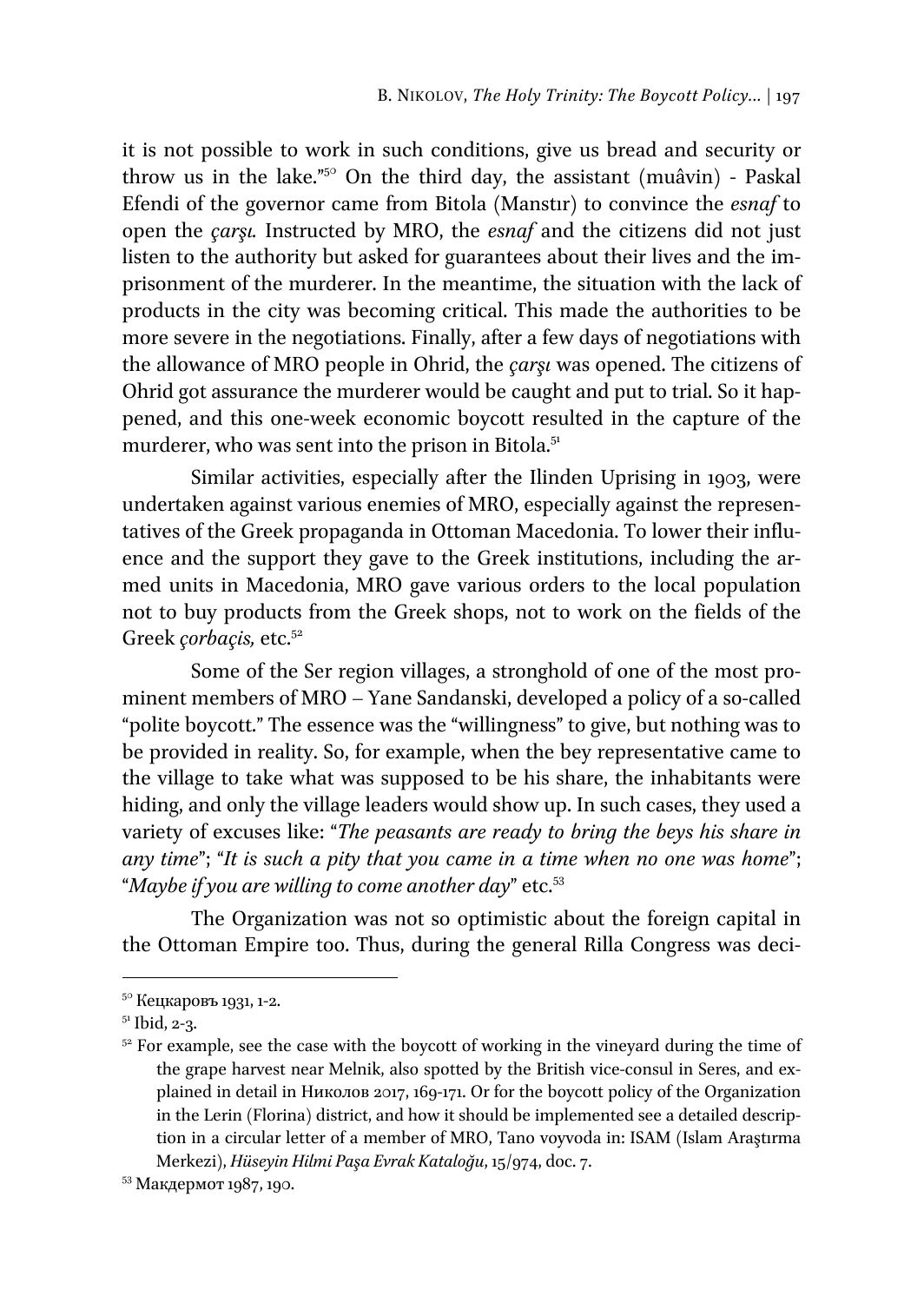it is not possible to work in such conditions, give us bread and security or throw us in the lake."[50] On the third day, the assistant (muâvin) - Paskal Efendi of the governor came from Bitola (Manstır) to convince the *esnaf* to open the *çarşı.* Instructed by MRO, the *esnaf* and the citizens did not just listen to the authority but asked for guarantees about their lives and the imprisonment of the murderer. In the meantime, the situation with the lack of products in the city was becoming critical. This made the authorities to be more severe in the negotiations. Finally, after a few days of negotiations with the allowance of MRO people in Ohrid, the *çarşı* was opened. The citizens of Ohrid got assurance the murderer would be caught and put to trial. So it happened, and this one-week economic boycott resulted in the capture of the murderer, who was sent into the prison in Bitola.[51]

Similar activities, especially after the Ilinden Uprising in 1903, were undertaken against various enemies of MRO, especially against the representatives of the Greek propaganda in Ottoman Macedonia. To lower their influence and the support they gave to the Greek institutions, including the armed units in Macedonia, MRO gave various orders to the local population not to buy products from the Greek shops, not to work on the fields of the Greek *çorbaçis,* etc.[52]

Some of the Ser region villages, a stronghold of one of the most prominent members of MRO – Yane Sandanski, developed a policy of a so-called "polite boycott." The essence was the "willingness" to give, but nothing was to be provided in reality. So, for example, when the bey representative came to the village to take what was supposed to be his share, the inhabitants were hiding, and only the village leaders would show up. In such cases, they used a variety of excuses like: "*The peasants are ready to bring the beys his share in any time*"; "*It is such a pity that you came in a time when no one was home*"; "*Maybe if you are willing to come another day*" etc.[53]

The Organization was not so optimistic about the foreign capital in the Ottoman Empire too. Thus, during the general Rilla Congress was deci-

---

[50] Кецкаровъ 1931, 1-2.

[51] Ibid, 2-3.

[52] For example, see the case with the boycott of working in the vineyard during the time of the grape harvest near Melnik, also spotted by the British vice-consul in Seres, and explained in detail in Николов 2017, 169-171. Or for the boycott policy of the Organization in the Lerin (Florina) district, and how it should be implemented see a detailed description in a circular letter of a member of MRO, Tano voyvoda in: ISAM (Islam Araştırma Merkezi), *Hüseyin Hilmi Paşa Evrak Kataloğu*, 15/974, doc. 7.

[53] Макдермот 1987, 190.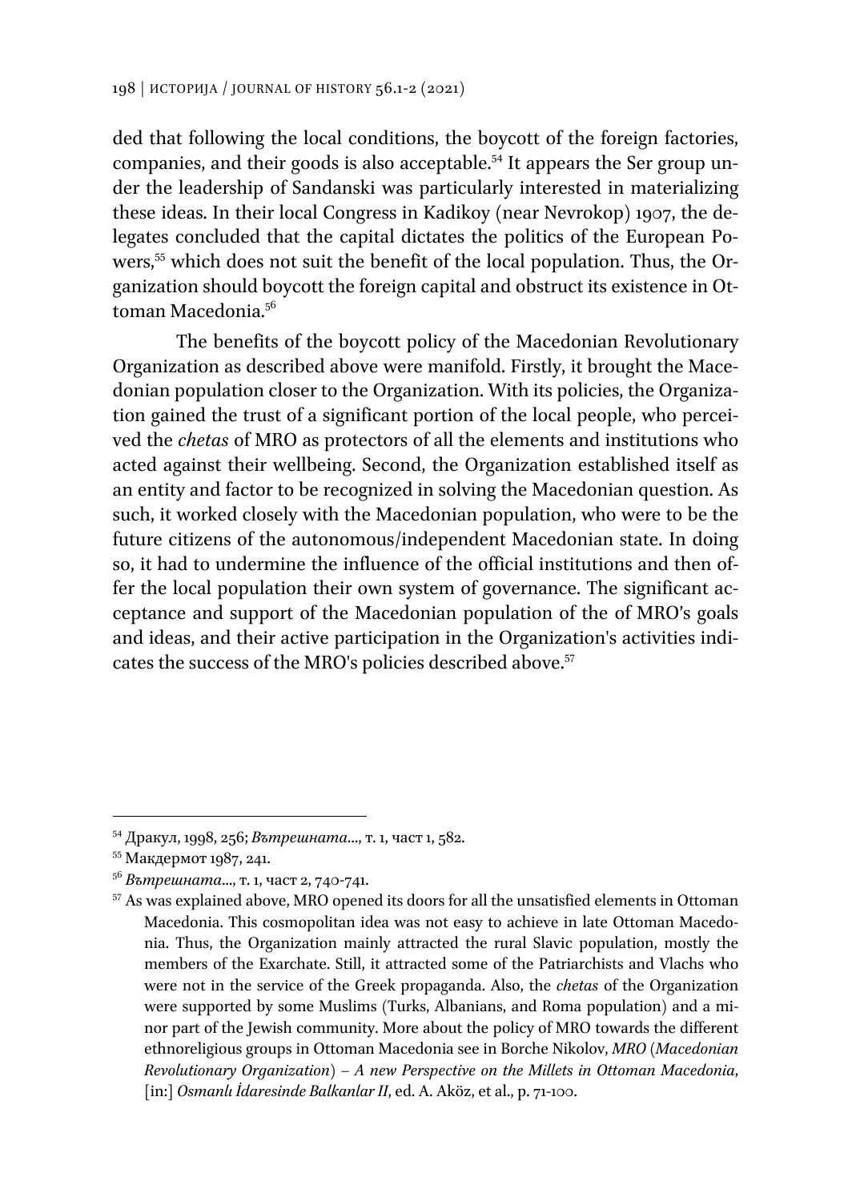ded that following the local conditions, the boycott of the foreign factories, companies, and their goods is also acceptable.[54] It appears the Ser group under the leadership of Sandanski was particularly interested in materializing these ideas. In their local Congress in Kadikoy (near Nevrokop) 1907, the delegates concluded that the capital dictates the politics of the European Powers,[55] which does not suit the benefit of the local population. Thus, the Organization should boycott the foreign capital and obstruct its existence in Ottoman Macedonia.[56]

The benefits of the boycott policy of the Macedonian Revolutionary Organization as described above were manifold. Firstly, it brought the Macedonian population closer to the Organization. With its policies, the Organization gained the trust of a significant portion of the local people, who perceived the *chetas* of MRO as protectors of all the elements and institutions who acted against their wellbeing. Second, the Organization established itself as an entity and factor to be recognized in solving the Macedonian question. As such, it worked closely with the Macedonian population, who were to be the future citizens of the autonomous/independent Macedonian state. In doing so, it had to undermine the influence of the official institutions and then offer the local population their own system of governance. The significant acceptance and support of the Macedonian population of the of MRO's goals and ideas, and their active participation in the Organization's activities indicates the success of the MRO's policies described above.[57]

---

[54] Дракул, 1998, 256; *Вътрешната...*, т. 1, част 1, 582.

[55] Макдермот 1987, 241.

[56] *Вътрешната...*, т. 1, част 2, 740-741.

[57] As was explained above, MRO opened its doors for all the unsatisfied elements in Ottoman Macedonia. This cosmopolitan idea was not easy to achieve in late Ottoman Macedonia. Thus, the Organization mainly attracted the rural Slavic population, mostly the members of the Exarchate. Still, it attracted some of the Patriarchists and Vlachs who were not in the service of the Greek propaganda. Also, the *chetas* of the Organization were supported by some Muslims (Turks, Albanians, and Roma population) and a minor part of the Jewish community. More about the policy of MRO towards the different ethnoreligious groups in Ottoman Macedonia see in Borche Nikolov, *MRO (Macedonian Revolutionary Organization) – A new Perspective on the Millets in Ottoman Macedonia*, [in:] *Osmanlı İdaresinde Balkanlar II*, ed. A. Aköz, et al., p. 71-100.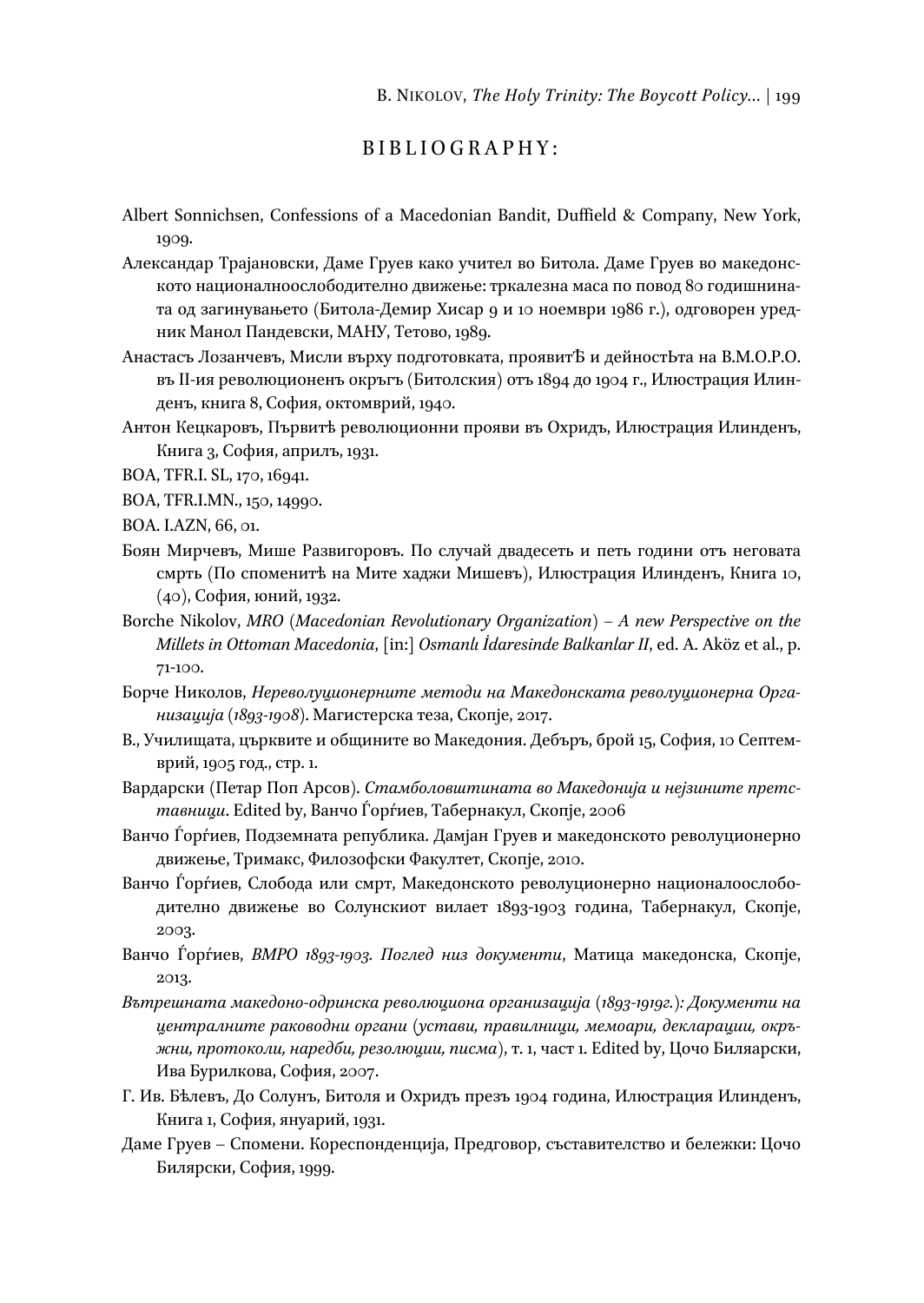# BIBLIOGRAPHY:

Albert Sonnichsen, Confessions of a Macedonian Bandit, Duffield & Company, New York, 1909.

Александар Трајановски, Даме Груев како учител во Битола. Даме Груев во македонското националноослободително движење: тркалезна маса по повод 80 годишнината од загинувањето (Битола-Демир Хисар 9 и 10 ноември 1986 г.), одговорен уредник Манол Пандевски, МАНУ, Тетово, 1989.

Анастасъ Лозанчевъ, Мисли върху подготовката, проявитѢ и дейностЬта на В.М.О.Р.О. въ II-ия революционенъ окръгъ (Битолския) отъ 1894 до 1904 г., Илюстрация Илинденъ, книга 8, София, октомврий, 1940.

Антон Кецкаровъ, Първитѣ революционни прояви въ Охридъ, Илюстрация Илинденъ, Книга 3, София, априлъ, 1931.

BOA, TFR.I. SL, 170, 16941.

BOA, TFR.I.MN., 150, 14990.

BOA. I.AZN, 66, 01.

Боян Мирчевъ, Мише Развигоровъ. По случай двадесеть и петь години отъ неговата смрть (По споменитѣ на Мите хаджи Мишевъ), Илюстрация Илинденъ, Книга 10, (40), София, юний, 1932.

Borche Nikolov, *MRO* (*Macedonian Revolutionary Organization*) – *A new Perspective on the Millets in Ottoman Macedonia*, [in:] *Osmanlı İdaresinde Balkanlar II*, ed. A. Aköz et al., p. 71-100.

Борче Николов, *Нереволуционерните методи на Македонската револуционерна Организација* (*1893-1908*). Магистерска теза, Скопје, 2017.

В., Училищата, църквите и общините во Македония. Дебъръ, брой 15, София, 10 Септемврий, 1905 год., стр. 1.

Вардарски (Петар Поп Арсов). *Стамболовштината во Македонија и нејзините претставници*. Edited by, Ванчо Ѓорѓиев, Табернакул, Скопје, 2006

Ванчо Ѓорѓиев, Подземната република. Дамјан Груев и македонското револуционерно движење, Тримакс, Филозофски Факултет, Скопје, 2010.

Ванчо Ѓорѓиев, Слобода или смрт, Македонското револуционерно националоослободително движење во Солунскиот вилает 1893-1903 година, Табернакул, Скопје, 2003.

Ванчо Ѓорѓиев, *ВМРО 1893-1903. Поглед низ документи*, Матица македонска, Скопје, 2013.

*Вътрешната македоно-одринска революциона организација* (*1893-1919г.*)*: Документи на централните раководни органи* (*устави, правилници, мемоари, декларации, окръжни, протоколи, наредби, резолюции, писма*), т. 1, част 1. Edited by, Цочо Биляарски, Ива Бурилкова, София, 2007.

Г. Ив. БѢлевъ, До Солунъ, Битоля и Охридъ презъ 1904 година, Илюстрация Илинденъ, Книга 1, София, януарий, 1931.

Даме Груев – Спомени. Кореспонденција, Предговор, съставителство и бележки: Цочо Билярски, София, 1999.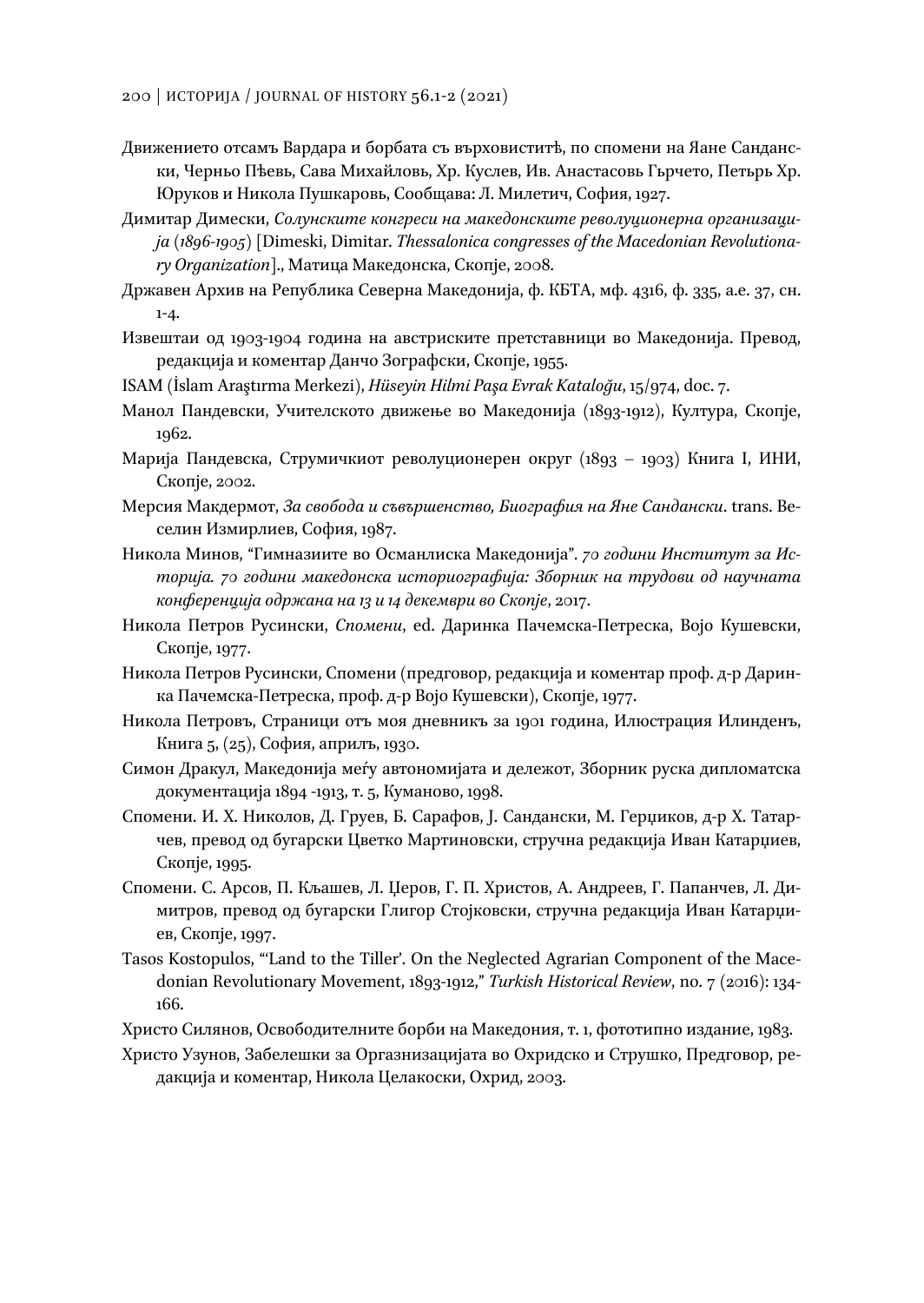Движението отсамъ Вардара и борбата съ върховиститѣ, по спомени на Яане Сандански, Черньо Пѣевь, Сава Михайловь, Хр. Куслев, Ив. Анастасовь Гърчето, Петьрь Хр. Юруков и Никола Пушкаровь, Сообщава: Л. Милетич, София, 1927.

Димитар Димески, *Солунските конгреси на македонските революционерна организација (1896-1905)* [Dimeski, Dimitar. *Thessalonica congresses of the Macedonian Revolutionary Organization*]., Матица Македонска, Скопје, 2008.

Државен Архив на Република Северна Македонија, ф. КБТА, мф. 4316, ф. 335, а.е. 37, сн. 1-4.

Извештаи од 1903-1904 година на австриските претставници во Македонија. Превод, редакција и коментар Данчо Зографски, Скопје, 1955.

ISAM (İslam Araştırma Merkezi), *Hüseyin Hilmi Paşa Evrak Kataloğu*, 15/974, doc. 7.

Манол Пандевски, Учителското движење во Македонија (1893-1912), Култура, Скопје, 1962.

Марија Пандевска, Струмичкиот революционерен округ (1893 – 1903) Книга I, ИНИ, Скопје, 2002.

Мерсия Макдермот, *За свобода и съвършенство, Биография на Яне Сандански*. trans. Веселин Измирлиев, София, 1987.

Никола Минов, "Гимназиите во Османлиска Македонија". *70 години Институт за Историја. 70 години македонска историографија: Зборник на трудови од научната конференција одржана на 13 и 14 декември во Скопје*, 2017.

Никола Петров Русински, *Спомени*, ed. Даринка Пачемска-Петреска, Војо Кушевски, Скопје, 1977.

Никола Петров Русински, Спомени (предговор, редакција и коментар проф. д-р Даринка Пачемска-Петреска, проф. д-р Војо Кушевски), Скопје, 1977.

Никола Петровъ, Страници отъ моя дневникъ за 1901 година, Илюстрация Илинденъ, Книга 5, (25), София, априлъ, 1930.

Симон Дракул, Македонија меѓу автономијата и дележот, Зборник руска дипломатска документација 1894 -1913, т. 5, Куманово, 1998.

Спомени. И. Х. Николов, Д. Груев, Б. Сарафов, Ј. Сандански, М. Герџиков, д-р Х. Татарчев, превод од бугарски Цветко Мартиновски, стручна редакција Иван Катарџиев, Скопје, 1995.

Спомени. С. Арсов, П. Кљашев, Л. Џеров, Г. П. Христов, А. Андреев, Г. Папанчев, Л. Димитров, превод од бугарски Глигор Стојковски, стручна редакција Иван Катарџиев, Скопје, 1997.

Tasos Kostopulos, "'Land to the Tiller'. On the Neglected Agrarian Component of the Macedonian Revolutionary Movement, 1893-1912," *Turkish Historical Review*, no. 7 (2016): 134-166.

Христо Силянов, Освободителните борби на Македония, т. 1, фототипно издание, 1983.

Христо Узунов, Забелешки за Оргазнизацијата во Охридско и Струшко, Предговор, редакција и коментар, Никола Целакоски, Охрид, 2003.